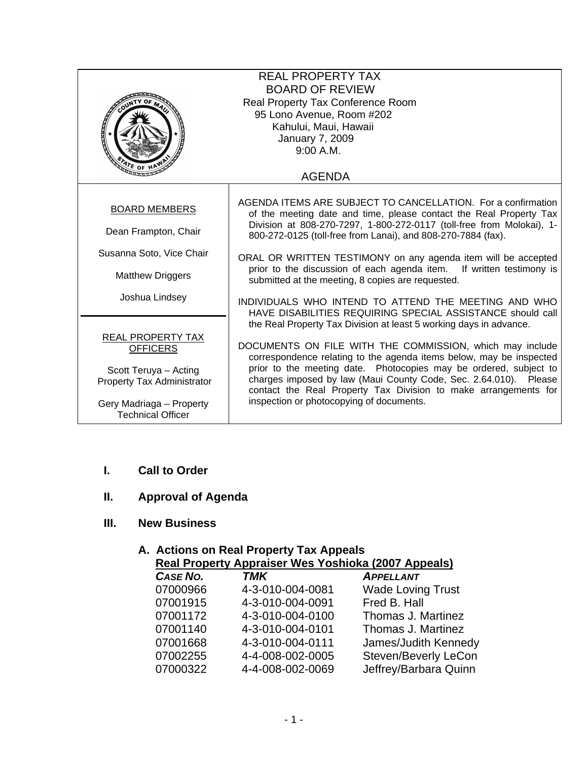# REAL PROPERTY TAX
# BOARD OF REVIEW

Real Property Tax Conference Room
95 Lono Avenue, Room #202
Kahului, Maui, Hawaii
January 7, 2009
9:00 A.M.

## AGENDA

**BOARD MEMBERS**

Dean Frampton, Chair

Susanna Soto, Vice Chair

Matthew Driggers

Joshua Lindsey

**REAL PROPERTY TAX OFFICERS**

Scott Teruya – Acting Property Tax Administrator

Gery Madriaga – Property Technical Officer

AGENDA ITEMS ARE SUBJECT TO CANCELLATION. For a confirmation of the meeting date and time, please contact the Real Property Tax Division at 808-270-7297, 1-800-272-0117 (toll-free from Molokai), 1-800-272-0125 (toll-free from Lanai), and 808-270-7884 (fax).

ORAL OR WRITTEN TESTIMONY on any agenda item will be accepted prior to the discussion of each agenda item. If written testimony is submitted at the meeting, 8 copies are requested.

INDIVIDUALS WHO INTEND TO ATTEND THE MEETING AND WHO HAVE DISABILITIES REQUIRING SPECIAL ASSISTANCE should call the Real Property Tax Division at least 5 working days in advance.

DOCUMENTS ON FILE WITH THE COMMISSION, which may include correspondence relating to the agenda items below, may be inspected prior to the meeting date. Photocopies may be ordered, subject to charges imposed by law (Maui County Code, Sec. 2.64.010). Please contact the Real Property Tax Division to make arrangements for inspection or photocopying of documents.

## I. Call to Order

## II. Approval of Agenda

## III. New Business

### A. Actions on Real Property Tax Appeals

**Real Property Appraiser Wes Yoshioka (2007 Appeals)**

| *CASE NO.* | *TMK* | *APPELLANT* |
|---|---|---|
| 07000966 | 4-3-010-004-0081 | Wade Loving Trust |
| 07001915 | 4-3-010-004-0091 | Fred B. Hall |
| 07001172 | 4-3-010-004-0100 | Thomas J. Martinez |
| 07001140 | 4-3-010-004-0101 | Thomas J. Martinez |
| 07001668 | 4-3-010-004-0111 | James/Judith Kennedy |
| 07002255 | 4-4-008-002-0005 | Steven/Beverly LeCon |
| 07000322 | 4-4-008-002-0069 | Jeffrey/Barbara Quinn |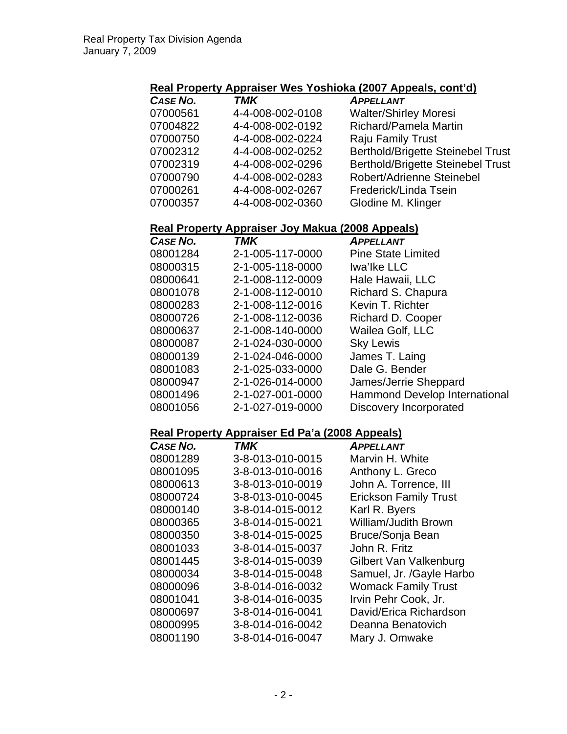## Real Property Appraiser Wes Yoshioka (2007 Appeals, cont'd)

| *CASE NO.* | *TMK* | *APPELLANT* |
|---|---|---|
| 07000561 | 4-4-008-002-0108 | Walter/Shirley Moresi |
| 07004822 | 4-4-008-002-0192 | Richard/Pamela Martin |
| 07000750 | 4-4-008-002-0224 | Raju Family Trust |
| 07002312 | 4-4-008-002-0252 | Berthold/Brigette Steinebel Trust |
| 07002319 | 4-4-008-002-0296 | Berthold/Brigette Steinebel Trust |
| 07000790 | 4-4-008-002-0283 | Robert/Adrienne Steinebel |
| 07000261 | 4-4-008-002-0267 | Frederick/Linda Tsein |
| 07000357 | 4-4-008-002-0360 | Glodine M. Klinger |

## Real Property Appraiser Joy Makua (2008 Appeals)

| *CASE NO.* | *TMK* | *APPELLANT* |
|---|---|---|
| 08001284 | 2-1-005-117-0000 | Pine State Limited |
| 08000315 | 2-1-005-118-0000 | Iwa'Ike LLC |
| 08000641 | 2-1-008-112-0009 | Hale Hawaii, LLC |
| 08001078 | 2-1-008-112-0010 | Richard S. Chapura |
| 08000283 | 2-1-008-112-0016 | Kevin T. Richter |
| 08000726 | 2-1-008-112-0036 | Richard D. Cooper |
| 08000637 | 2-1-008-140-0000 | Wailea Golf, LLC |
| 08000087 | 2-1-024-030-0000 | Sky Lewis |
| 08000139 | 2-1-024-046-0000 | James T. Laing |
| 08001083 | 2-1-025-033-0000 | Dale G. Bender |
| 08000947 | 2-1-026-014-0000 | James/Jerrie Sheppard |
| 08001496 | 2-1-027-001-0000 | Hammond Develop International |
| 08001056 | 2-1-027-019-0000 | Discovery Incorporated |

## Real Property Appraiser Ed Pa'a (2008 Appeals)

| *CASE NO.* | *TMK* | *APPELLANT* |
|---|---|---|
| 08001289 | 3-8-013-010-0015 | Marvin H. White |
| 08001095 | 3-8-013-010-0016 | Anthony L. Greco |
| 08000613 | 3-8-013-010-0019 | John A. Torrence, III |
| 08000724 | 3-8-013-010-0045 | Erickson Family Trust |
| 08000140 | 3-8-014-015-0012 | Karl R. Byers |
| 08000365 | 3-8-014-015-0021 | William/Judith Brown |
| 08000350 | 3-8-014-015-0025 | Bruce/Sonja Bean |
| 08001033 | 3-8-014-015-0037 | John R. Fritz |
| 08001445 | 3-8-014-015-0039 | Gilbert Van Valkenburg |
| 08000034 | 3-8-014-015-0048 | Samuel, Jr. /Gayle Harbo |
| 08000096 | 3-8-014-016-0032 | Womack Family Trust |
| 08001041 | 3-8-014-016-0035 | Irvin Pehr Cook, Jr. |
| 08000697 | 3-8-014-016-0041 | David/Erica Richardson |
| 08000995 | 3-8-014-016-0042 | Deanna Benatovich |
| 08001190 | 3-8-014-016-0047 | Mary J. Omwake |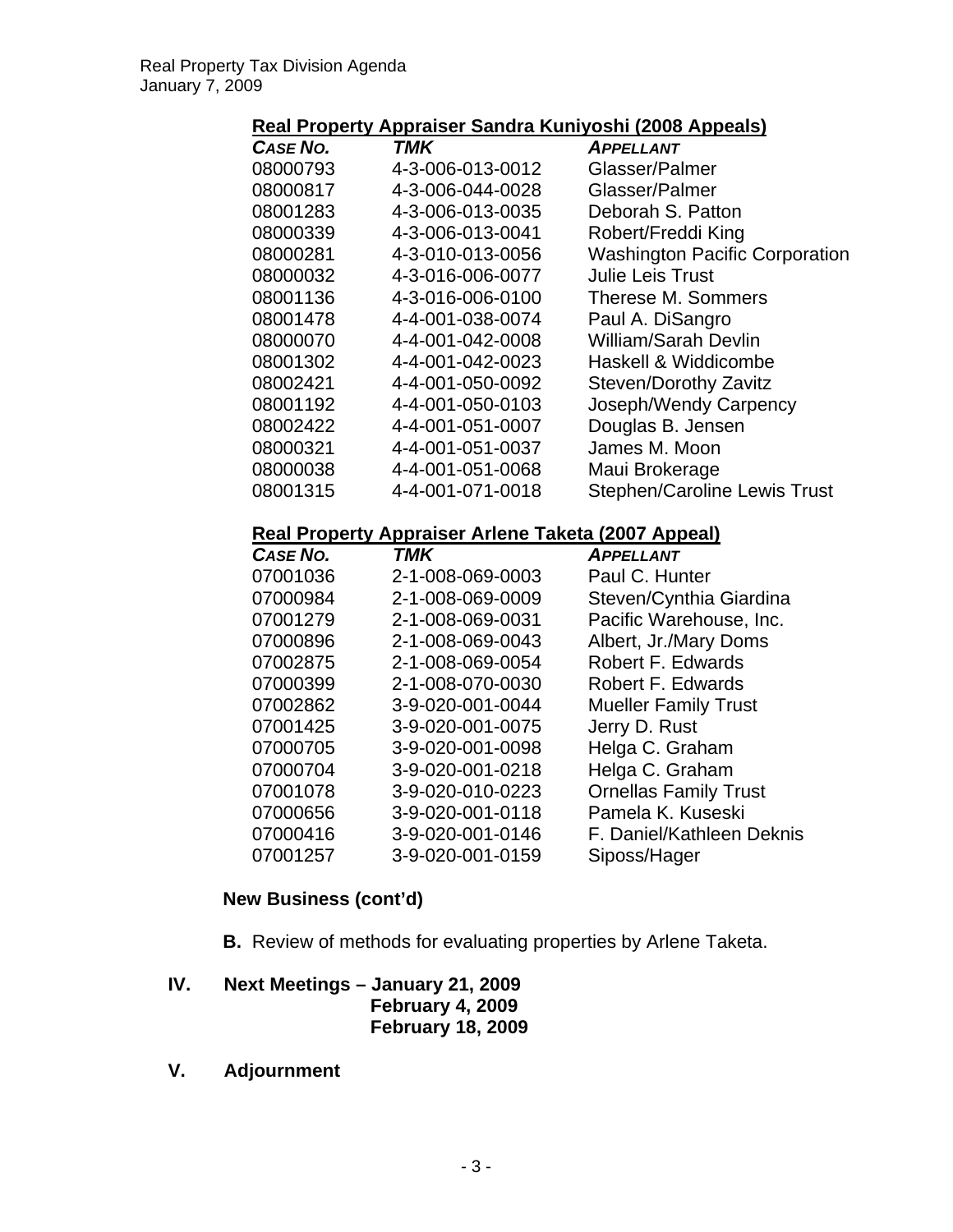### Real Property Appraiser Sandra Kuniyoshi (2008 Appeals)

| *CASE NO.* | *TMK* | *APPELLANT* |
|---|---|---|
| 08000793 | 4-3-006-013-0012 | Glasser/Palmer |
| 08000817 | 4-3-006-044-0028 | Glasser/Palmer |
| 08001283 | 4-3-006-013-0035 | Deborah S. Patton |
| 08000339 | 4-3-006-013-0041 | Robert/Freddi King |
| 08000281 | 4-3-010-013-0056 | Washington Pacific Corporation |
| 08000032 | 4-3-016-006-0077 | Julie Leis Trust |
| 08001136 | 4-3-016-006-0100 | Therese M. Sommers |
| 08001478 | 4-4-001-038-0074 | Paul A. DiSangro |
| 08000070 | 4-4-001-042-0008 | William/Sarah Devlin |
| 08001302 | 4-4-001-042-0023 | Haskell & Widdicombe |
| 08002421 | 4-4-001-050-0092 | Steven/Dorothy Zavitz |
| 08001192 | 4-4-001-050-0103 | Joseph/Wendy Carpency |
| 08002422 | 4-4-001-051-0007 | Douglas B. Jensen |
| 08000321 | 4-4-001-051-0037 | James M. Moon |
| 08000038 | 4-4-001-051-0068 | Maui Brokerage |
| 08001315 | 4-4-001-071-0018 | Stephen/Caroline Lewis Trust |

### Real Property Appraiser Arlene Taketa (2007 Appeal)

| *CASE NO.* | *TMK* | *APPELLANT* |
|---|---|---|
| 07001036 | 2-1-008-069-0003 | Paul C. Hunter |
| 07000984 | 2-1-008-069-0009 | Steven/Cynthia Giardina |
| 07001279 | 2-1-008-069-0031 | Pacific Warehouse, Inc. |
| 07000896 | 2-1-008-069-0043 | Albert, Jr./Mary Doms |
| 07002875 | 2-1-008-069-0054 | Robert F. Edwards |
| 07000399 | 2-1-008-070-0030 | Robert F. Edwards |
| 07002862 | 3-9-020-001-0044 | Mueller Family Trust |
| 07001425 | 3-9-020-001-0075 | Jerry D. Rust |
| 07000705 | 3-9-020-001-0098 | Helga C. Graham |
| 07000704 | 3-9-020-001-0218 | Helga C. Graham |
| 07001078 | 3-9-020-010-0223 | Ornellas Family Trust |
| 07000656 | 3-9-020-001-0118 | Pamela K. Kuseski |
| 07000416 | 3-9-020-001-0146 | F. Daniel/Kathleen Deknis |
| 07001257 | 3-9-020-001-0159 | Siposs/Hager |

**New Business (cont'd)**

**B.** Review of methods for evaluating properties by Arlene Taketa.

**IV. Next Meetings – January 21, 2009**
**February 4, 2009**
**February 18, 2009**

**V. Adjournment**